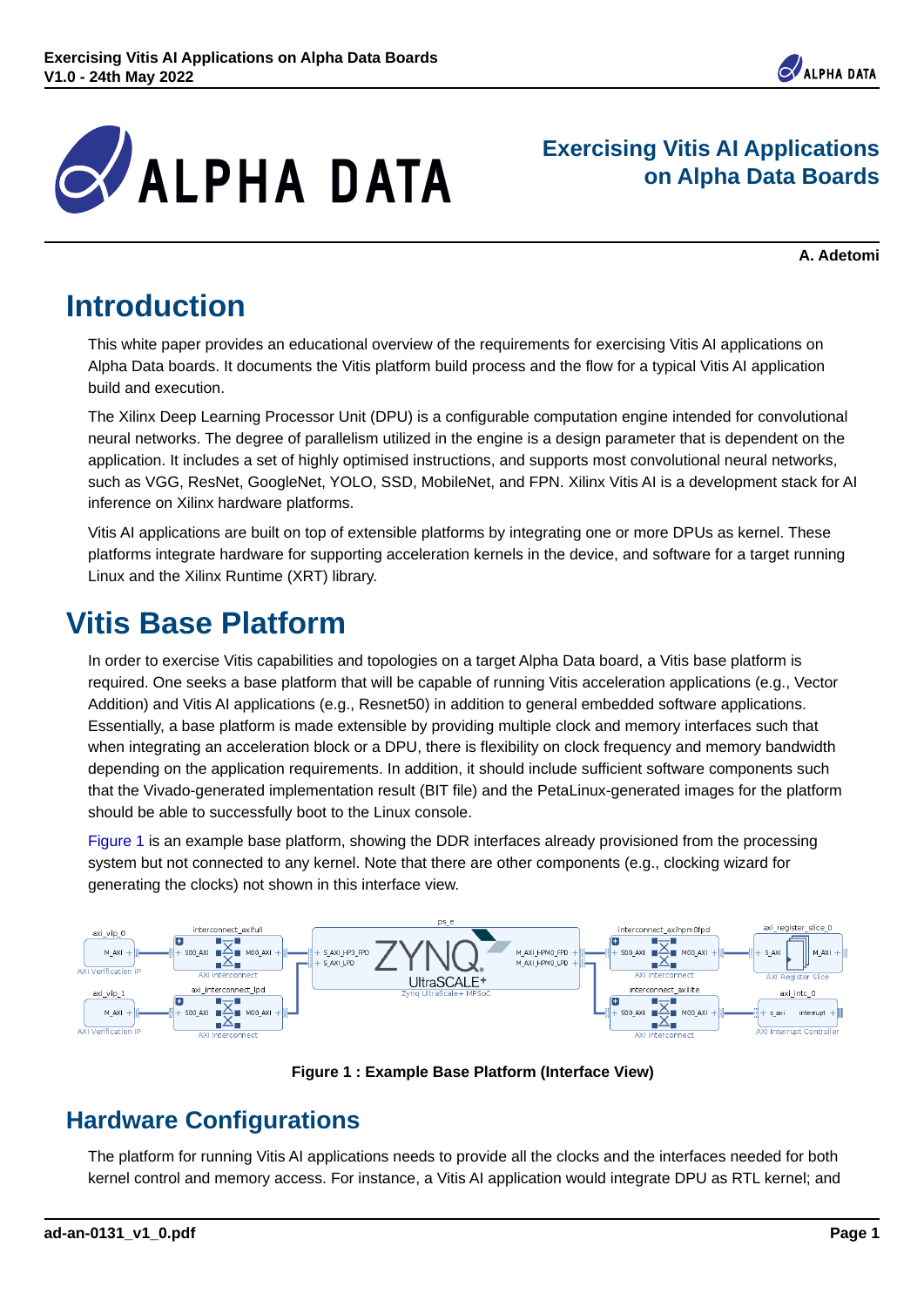# Exercising Vitis AI Applications on Alpha Data Boards

**A. Adetomi**

# Introduction

This white paper provides an educational overview of the requirements for exercising Vitis AI applications on Alpha Data boards. It documents the Vitis platform build process and the flow for a typical Vitis AI application build and execution.

The Xilinx Deep Learning Processor Unit (DPU) is a configurable computation engine intended for convolutional neural networks. The degree of parallelism utilized in the engine is a design parameter that is dependent on the application. It includes a set of highly optimised instructions, and supports most convolutional neural networks, such as VGG, ResNet, GoogleNet, YOLO, SSD, MobileNet, and FPN. Xilinx Vitis AI is a development stack for AI inference on Xilinx hardware platforms.

Vitis AI applications are built on top of extensible platforms by integrating one or more DPUs as kernel. These platforms integrate hardware for supporting acceleration kernels in the device, and software for a target running Linux and the Xilinx Runtime (XRT) library.

# Vitis Base Platform

In order to exercise Vitis capabilities and topologies on a target Alpha Data board, a Vitis base platform is required. One seeks a base platform that will be capable of running Vitis acceleration applications (e.g., Vector Addition) and Vitis AI applications (e.g., Resnet50) in addition to general embedded software applications. Essentially, a base platform is made extensible by providing multiple clock and memory interfaces such that when integrating an acceleration block or a DPU, there is flexibility on clock frequency and memory bandwidth depending on the application requirements. In addition, it should include sufficient software components such that the Vivado-generated implementation result (BIT file) and the PetaLinux-generated images for the platform should be able to successfully boot to the Linux console.

Figure 1 is an example base platform, showing the DDR interfaces already provisioned from the processing system but not connected to any kernel. Note that there are other components (e.g., clocking wizard for generating the clocks) not shown in this interface view.

**Figure 1 : Example Base Platform (Interface View)**

## Hardware Configurations

The platform for running Vitis AI applications needs to provide all the clocks and the interfaces needed for both kernel control and memory access. For instance, a Vitis AI application would integrate DPU as RTL kernel; and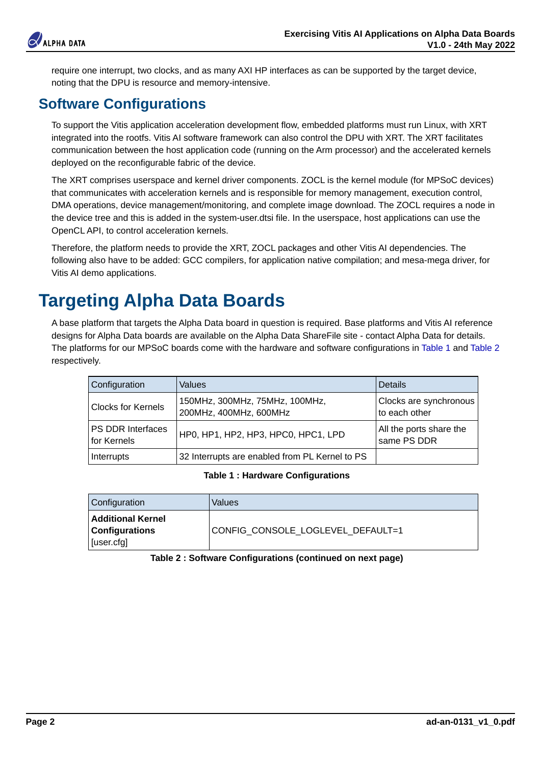require one interrupt, two clocks, and as many AXI HP interfaces as can be supported by the target device, noting that the DPU is resource and memory-intensive.

## Software Configurations

To support the Vitis application acceleration development flow, embedded platforms must run Linux, with XRT integrated into the rootfs. Vitis AI software framework can also control the DPU with XRT. The XRT facilitates communication between the host application code (running on the Arm processor) and the accelerated kernels deployed on the reconfigurable fabric of the device.

The XRT comprises userspace and kernel driver components. ZOCL is the kernel module (for MPSoC devices) that communicates with acceleration kernels and is responsible for memory management, execution control, DMA operations, device management/monitoring, and complete image download. The ZOCL requires a node in the device tree and this is added in the system-user.dtsi file. In the userspace, host applications can use the OpenCL API, to control acceleration kernels.

Therefore, the platform needs to provide the XRT, ZOCL packages and other Vitis AI dependencies. The following also have to be added: GCC compilers, for application native compilation; and mesa-mega driver, for Vitis AI demo applications.

# Targeting Alpha Data Boards

A base platform that targets the Alpha Data board in question is required. Base platforms and Vitis AI reference designs for Alpha Data boards are available on the Alpha Data ShareFile site - contact Alpha Data for details. The platforms for our MPSoC boards come with the hardware and software configurations in Table 1 and Table 2 respectively.

| Configuration | Values | Details |
|---|---|---|
| Clocks for Kernels | 150MHz, 300MHz, 75MHz, 100MHz, 200MHz, 400MHz, 600MHz | Clocks are synchronous to each other |
| PS DDR Interfaces for Kernels | HP0, HP1, HP2, HP3, HPC0, HPC1, LPD | All the ports share the same PS DDR |
| Interrupts | 32 Interrupts are enabled from PL Kernel to PS | |

**Table 1 : Hardware Configurations**

| Configuration | Values |
|---|---|
| **Additional Kernel Configurations** [user.cfg] | CONFIG_CONSOLE_LOGLEVEL_DEFAULT=1 |

**Table 2 : Software Configurations (continued on next page)**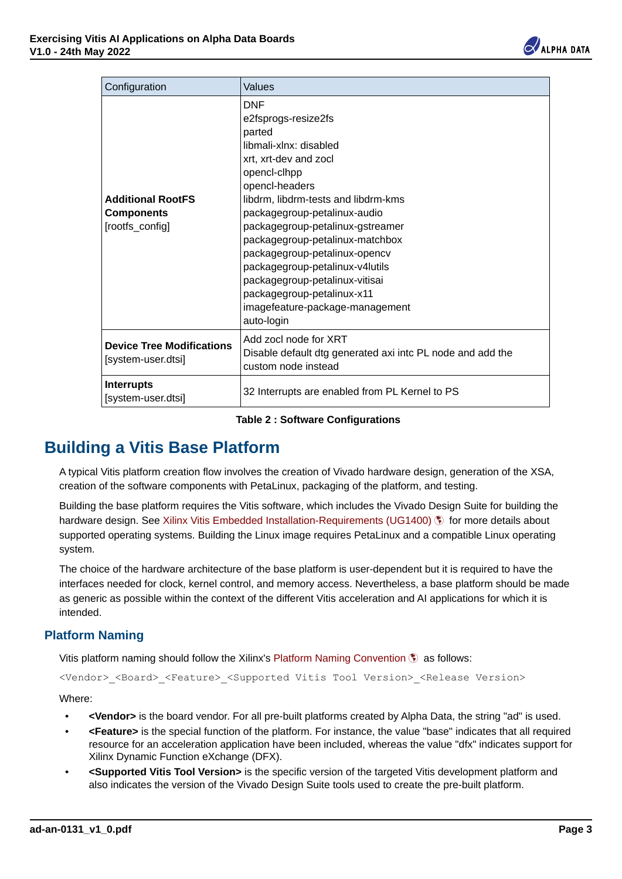| Configuration | Values |
| --- | --- |
| **Additional RootFS Components** [rootfs_config] | DNF<br>e2fsprogs-resize2fs<br>parted<br>libmali-xlnx: disabled<br>xrt, xrt-dev and zocl<br>opencl-clhpp<br>opencl-headers<br>libdrm, libdrm-tests and libdrm-kms<br>packagegroup-petalinux-audio<br>packagegroup-petalinux-gstreamer<br>packagegroup-petalinux-matchbox<br>packagegroup-petalinux-opencv<br>packagegroup-petalinux-v4lutils<br>packagegroup-petalinux-vitisai<br>packagegroup-petalinux-x11<br>imagefeature-package-management<br>auto-login |
| **Device Tree Modifications** [system-user.dtsi] | Add zocl node for XRT<br>Disable default dtg generated axi intc PL node and add the custom node instead |
| **Interrupts** [system-user.dtsi] | 32 Interrupts are enabled from PL Kernel to PS |

**Table 2 : Software Configurations**

# Building a Vitis Base Platform

A typical Vitis platform creation flow involves the creation of Vivado hardware design, generation of the XSA, creation of the software components with PetaLinux, packaging of the platform, and testing.

Building the base platform requires the Vitis software, which includes the Vivado Design Suite for building the hardware design. See Xilinx Vitis Embedded Installation-Requirements (UG1400) for more details about supported operating systems. Building the Linux image requires PetaLinux and a compatible Linux operating system.

The choice of the hardware architecture of the base platform is user-dependent but it is required to have the interfaces needed for clock, kernel control, and memory access. Nevertheless, a base platform should be made as generic as possible within the context of the different Vitis acceleration and AI applications for which it is intended.

## Platform Naming

Vitis platform naming should follow the Xilinx's Platform Naming Convention as follows:

```
<Vendor>_<Board>_<Feature>_<Supported Vitis Tool Version>_<Release Version>
```

Where:

- **<Vendor>** is the board vendor. For all pre-built platforms created by Alpha Data, the string "ad" is used.
- **<Feature>** is the special function of the platform. For instance, the value "base" indicates that all required resource for an acceleration application have been included, whereas the value "dfx" indicates support for Xilinx Dynamic Function eXchange (DFX).
- **<Supported Vitis Tool Version>** is the specific version of the targeted Vitis development platform and also indicates the version of the Vivado Design Suite tools used to create the pre-built platform.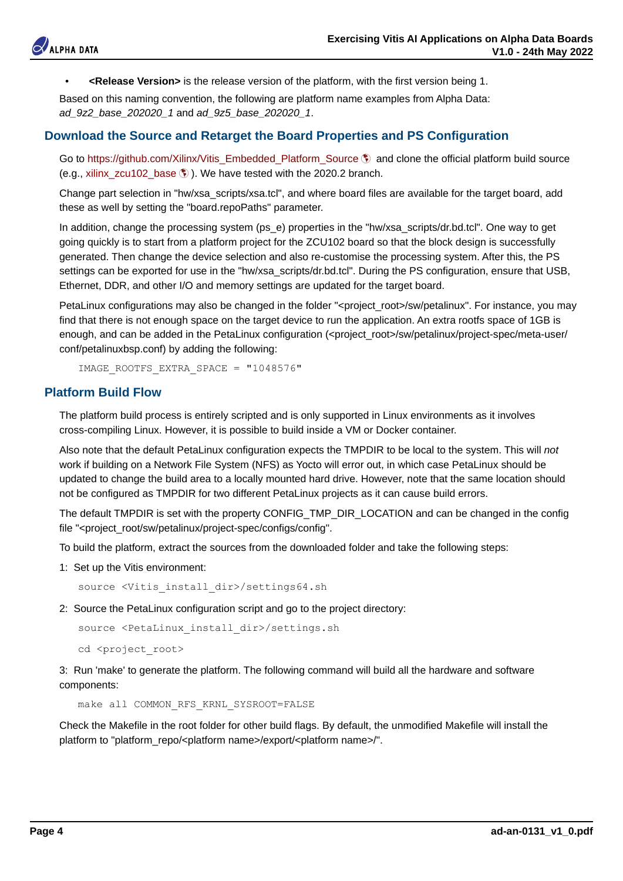- **<Release Version>** is the release version of the platform, with the first version being 1.

Based on this naming convention, the following are platform name examples from Alpha Data: *ad_9z2_base_202020_1* and *ad_9z5_base_202020_1*.

## Download the Source and Retarget the Board Properties and PS Configuration

Go to https://github.com/Xilinx/Vitis_Embedded_Platform_Source and clone the official platform build source (e.g., xilinx_zcu102_base ). We have tested with the 2020.2 branch.

Change part selection in "hw/xsa_scripts/xsa.tcl", and where board files are available for the target board, add these as well by setting the "board.repoPaths" parameter.

In addition, change the processing system (ps_e) properties in the "hw/xsa_scripts/dr.bd.tcl". One way to get going quickly is to start from a platform project for the ZCU102 board so that the block design is successfully generated. Then change the device selection and also re-customise the processing system. After this, the PS settings can be exported for use in the "hw/xsa_scripts/dr.bd.tcl". During the PS configuration, ensure that USB, Ethernet, DDR, and other I/O and memory settings are updated for the target board.

PetaLinux configurations may also be changed in the folder "<project_root>/sw/petalinux". For instance, you may find that there is not enough space on the target device to run the application. An extra rootfs space of 1GB is enough, and can be added in the PetaLinux configuration (<project_root>/sw/petalinux/project-spec/meta-user/conf/petalinuxbsp.conf) by adding the following:

```
IMAGE_ROOTFS_EXTRA_SPACE = "1048576"
```

## Platform Build Flow

The platform build process is entirely scripted and is only supported in Linux environments as it involves cross-compiling Linux. However, it is possible to build inside a VM or Docker container.

Also note that the default PetaLinux configuration expects the TMPDIR to be local to the system. This will *not* work if building on a Network File System (NFS) as Yocto will error out, in which case PetaLinux should be updated to change the build area to a locally mounted hard drive. However, note that the same location should not be configured as TMPDIR for two different PetaLinux projects as it can cause build errors.

The default TMPDIR is set with the property CONFIG_TMP_DIR_LOCATION and can be changed in the config file "<project_root/sw/petalinux/project-spec/configs/config".

To build the platform, extract the sources from the downloaded folder and take the following steps:

1: Set up the Vitis environment:

```
source <Vitis_install_dir>/settings64.sh
```

2: Source the PetaLinux configuration script and go to the project directory:

```
source <PetaLinux_install_dir>/settings.sh
```

```
cd <project_root>
```

3: Run 'make' to generate the platform. The following command will build all the hardware and software components:

```
make all COMMON_RFS_KRNL_SYSROOT=FALSE
```

Check the Makefile in the root folder for other build flags. By default, the unmodified Makefile will install the platform to "platform_repo/<platform name>/export/<platform name>/".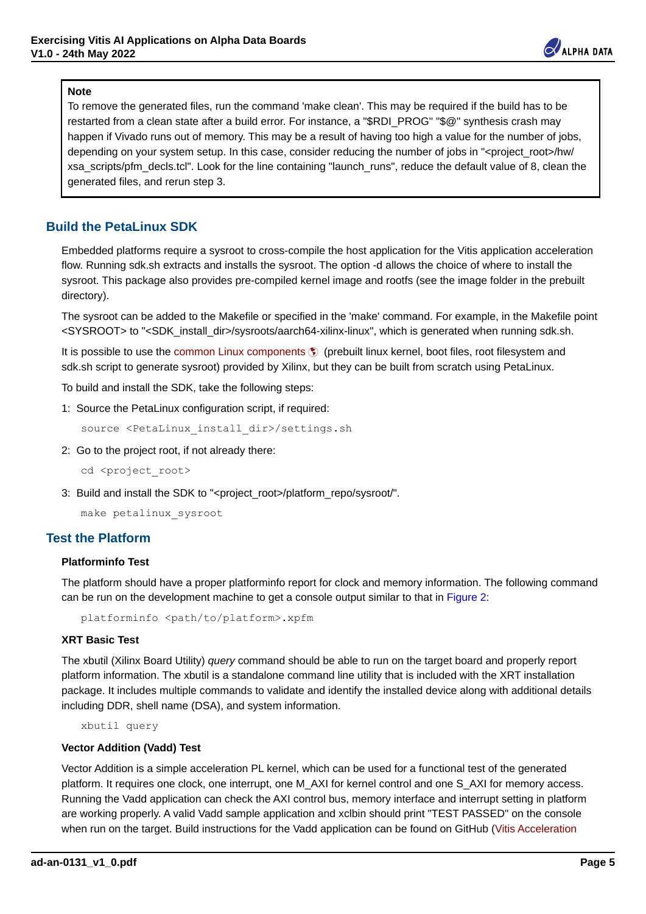> **Note**
>
> To remove the generated files, run the command 'make clean'. This may be required if the build has to be restarted from a clean state after a build error. For instance, a "$RDI_PROG" "$@" synthesis crash may happen if Vivado runs out of memory. This may be a result of having too high a value for the number of jobs, depending on your system setup. In this case, consider reducing the number of jobs in "<project_root>/hw/xsa_scripts/pfm_decls.tcl". Look for the line containing "launch_runs", reduce the default value of 8, clean the generated files, and rerun step 3.

## Build the PetaLinux SDK

Embedded platforms require a sysroot to cross-compile the host application for the Vitis application acceleration flow. Running sdk.sh extracts and installs the sysroot. The option -d allows the choice of where to install the sysroot. This package also provides pre-compiled kernel image and rootfs (see the image folder in the prebuilt directory).

The sysroot can be added to the Makefile or specified in the 'make' command. For example, in the Makefile point <SYSROOT> to "<SDK_install_dir>/sysroots/aarch64-xilinx-linux", which is generated when running sdk.sh.

It is possible to use the common Linux components (prebuilt linux kernel, boot files, root filesystem and sdk.sh script to generate sysroot) provided by Xilinx, but they can be built from scratch using PetaLinux.

To build and install the SDK, take the following steps:

1: Source the PetaLinux configuration script, if required:

```
source <PetaLinux_install_dir>/settings.sh
```

2: Go to the project root, if not already there:

```
cd <project_root>
```

3: Build and install the SDK to "<project_root>/platform_repo/sysroot/".

```
make petalinux_sysroot
```

## Test the Platform

### Platforminfo Test

The platform should have a proper platforminfo report for clock and memory information. The following command can be run on the development machine to get a console output similar to that in Figure 2:

```
platforminfo <path/to/platform>.xpfm
```

### XRT Basic Test

The xbutil (Xilinx Board Utility) *query* command should be able to run on the target board and properly report platform information. The xbutil is a standalone command line utility that is included with the XRT installation package. It includes multiple commands to validate and identify the installed device along with additional details including DDR, shell name (DSA), and system information.

```
xbutil query
```

### Vector Addition (Vadd) Test

Vector Addition is a simple acceleration PL kernel, which can be used for a functional test of the generated platform. It requires one clock, one interrupt, one M_AXI for kernel control and one S_AXI for memory access. Running the Vadd application can check the AXI control bus, memory interface and interrupt setting in platform are working properly. A valid Vadd sample application and xclbin should print "TEST PASSED" on the console when run on the target. Build instructions for the Vadd application can be found on GitHub (Vitis Acceleration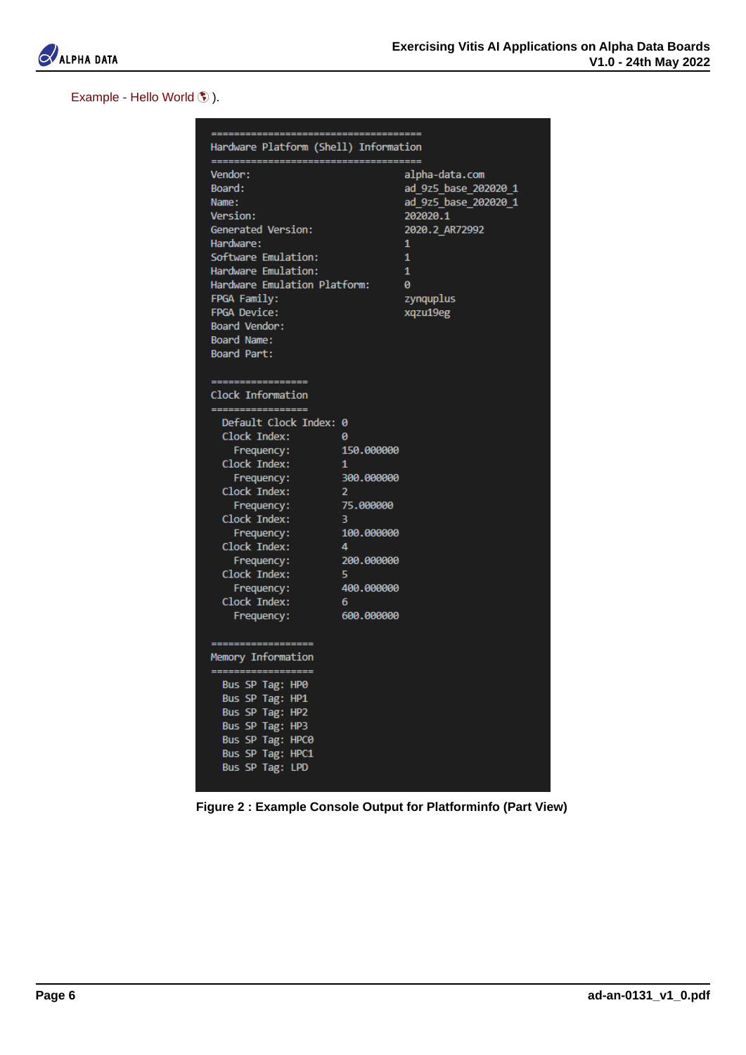Example - Hello World ).

```
====================================
Hardware Platform (Shell) Information
====================================
Vendor:                              alpha-data.com
Board:                               ad_9z5_base_202020_1
Name:                                ad_9z5_base_202020_1
Version:                             202020.1
Generated Version:                   2020.2_AR72992
Hardware:                            1
Software Emulation:                  1
Hardware Emulation:                  1
Hardware Emulation Platform:         0
FPGA Family:                         zynquplus
FPGA Device:                         xqzu19eg
Board Vendor:
Board Name:
Board Part:

=================
Clock Information
=================
  Default Clock Index: 0
  Clock Index:         0
    Frequency:         150.000000
  Clock Index:         1
    Frequency:         300.000000
  Clock Index:         2
    Frequency:         75.000000
  Clock Index:         3
    Frequency:         100.000000
  Clock Index:         4
    Frequency:         200.000000
  Clock Index:         5
    Frequency:         400.000000
  Clock Index:         6
    Frequency:         600.000000

==================
Memory Information
==================
  Bus SP Tag: HP0
  Bus SP Tag: HP1
  Bus SP Tag: HP2
  Bus SP Tag: HP3
  Bus SP Tag: HPC0
  Bus SP Tag: HPC1
  Bus SP Tag: LPD
```

**Figure 2 : Example Console Output for Platforminfo (Part View)**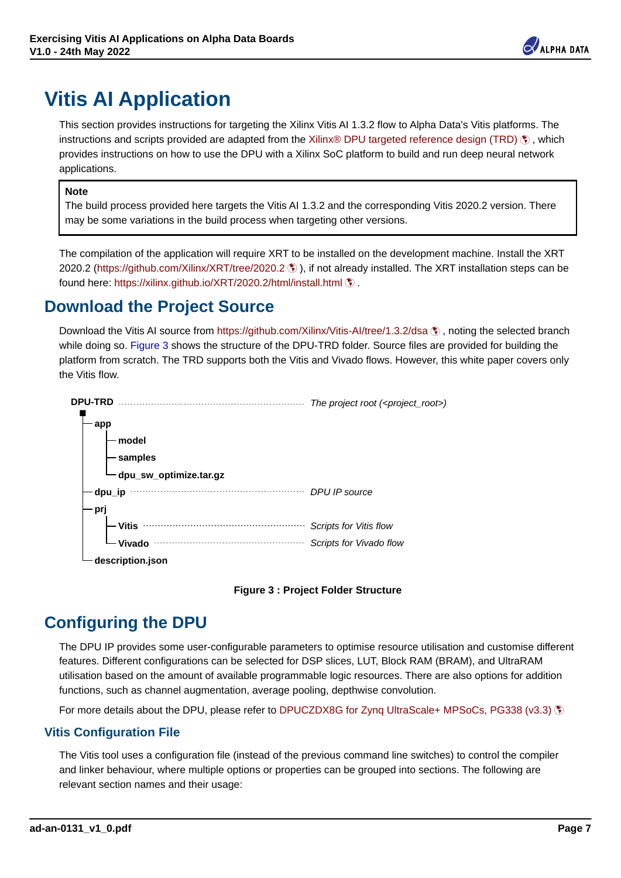# Vitis AI Application

This section provides instructions for targeting the Xilinx Vitis AI 1.3.2 flow to Alpha Data's Vitis platforms. The instructions and scripts provided are adapted from the Xilinx® DPU targeted reference design (TRD), which provides instructions on how to use the DPU with a Xilinx SoC platform to build and run deep neural network applications.

> **Note**
> The build process provided here targets the Vitis AI 1.3.2 and the corresponding Vitis 2020.2 version. There may be some variations in the build process when targeting other versions.

The compilation of the application will require XRT to be installed on the development machine. Install the XRT 2020.2 (https://github.com/Xilinx/XRT/tree/2020.2), if not already installed. The XRT installation steps can be found here: https://xilinx.github.io/XRT/2020.2/html/install.html.

## Download the Project Source

Download the Vitis AI source from https://github.com/Xilinx/Vitis-AI/tree/1.3.2/dsa, noting the selected branch while doing so. Figure 3 shows the structure of the DPU-TRD folder. Source files are provided for building the platform from scratch. The TRD supports both the Vitis and Vivado flows. However, this white paper covers only the Vitis flow.

```
DPU-TRD ........................................ The project root (<project_root>)
├── app
│   ├── model
│   ├── samples
│   └── dpu_sw_optimize.tar.gz
├── dpu_ip ..................................... DPU IP source
├── prj
│   ├── Vitis .................................. Scripts for Vitis flow
│   └── Vivado ................................. Scripts for Vivado flow
└── description.json
```

**Figure 3 : Project Folder Structure**

## Configuring the DPU

The DPU IP provides some user-configurable parameters to optimise resource utilisation and customise different features. Different configurations can be selected for DSP slices, LUT, Block RAM (BRAM), and UltraRAM utilisation based on the amount of available programmable logic resources. There are also options for addition functions, such as channel augmentation, average pooling, depthwise convolution.

For more details about the DPU, please refer to DPUCZDX8G for Zynq UltraScale+ MPSoCs, PG338 (v3.3)

### Vitis Configuration File

The Vitis tool uses a configuration file (instead of the previous command line switches) to control the compiler and linker behaviour, where multiple options or properties can be grouped into sections. The following are relevant section names and their usage: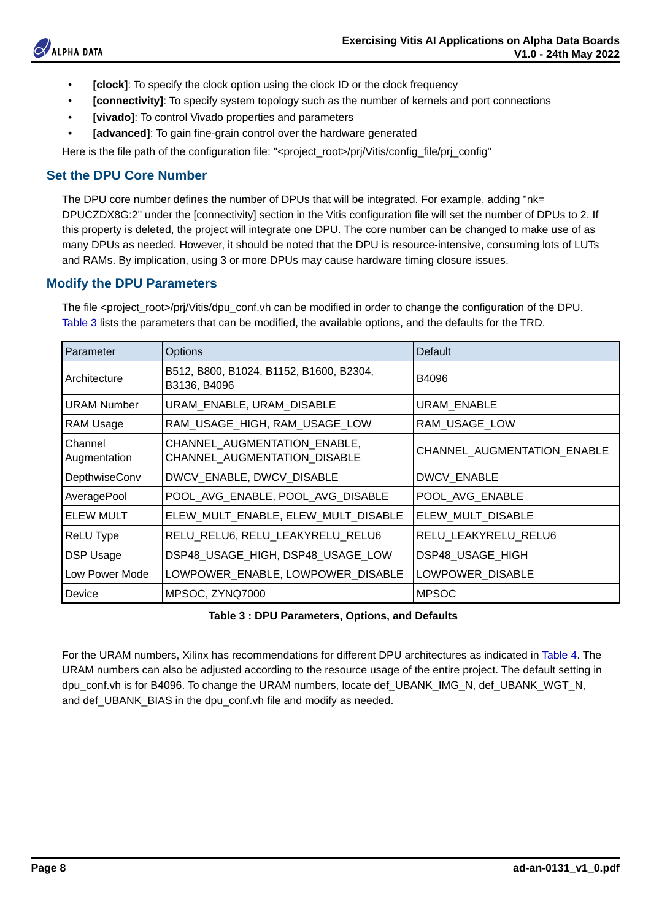- **[clock]**: To specify the clock option using the clock ID or the clock frequency
- **[connectivity]**: To specify system topology such as the number of kernels and port connections
- **[vivado]**: To control Vivado properties and parameters
- **[advanced]**: To gain fine-grain control over the hardware generated

Here is the file path of the configuration file: "<project_root>/prj/Vitis/config_file/prj_config"

## Set the DPU Core Number

The DPU core number defines the number of DPUs that will be integrated. For example, adding "nk= DPUCZDX8G:2" under the [connectivity] section in the Vitis configuration file will set the number of DPUs to 2. If this property is deleted, the project will integrate one DPU. The core number can be changed to make use of as many DPUs as needed. However, it should be noted that the DPU is resource-intensive, consuming lots of LUTs and RAMs. By implication, using 3 or more DPUs may cause hardware timing closure issues.

## Modify the DPU Parameters

The file <project_root>/prj/Vitis/dpu_conf.vh can be modified in order to change the configuration of the DPU. Table 3 lists the parameters that can be modified, the available options, and the defaults for the TRD.

| Parameter | Options | Default |
|---|---|---|
| Architecture | B512, B800, B1024, B1152, B1600, B2304, B3136, B4096 | B4096 |
| URAM Number | URAM_ENABLE, URAM_DISABLE | URAM_ENABLE |
| RAM Usage | RAM_USAGE_HIGH, RAM_USAGE_LOW | RAM_USAGE_LOW |
| Channel Augmentation | CHANNEL_AUGMENTATION_ENABLE, CHANNEL_AUGMENTATION_DISABLE | CHANNEL_AUGMENTATION_ENABLE |
| DepthwiseConv | DWCV_ENABLE, DWCV_DISABLE | DWCV_ENABLE |
| AveragePool | POOL_AVG_ENABLE, POOL_AVG_DISABLE | POOL_AVG_ENABLE |
| ELEW MULT | ELEW_MULT_ENABLE, ELEW_MULT_DISABLE | ELEW_MULT_DISABLE |
| ReLU Type | RELU_RELU6, RELU_LEAKYRELU_RELU6 | RELU_LEAKYRELU_RELU6 |
| DSP Usage | DSP48_USAGE_HIGH, DSP48_USAGE_LOW | DSP48_USAGE_HIGH |
| Low Power Mode | LOWPOWER_ENABLE, LOWPOWER_DISABLE | LOWPOWER_DISABLE |
| Device | MPSOC, ZYNQ7000 | MPSOC |

**Table 3 : DPU Parameters, Options, and Defaults**

For the URAM numbers, Xilinx has recommendations for different DPU architectures as indicated in Table 4. The URAM numbers can also be adjusted according to the resource usage of the entire project. The default setting in dpu_conf.vh is for B4096. To change the URAM numbers, locate def_UBANK_IMG_N, def_UBANK_WGT_N, and def_UBANK_BIAS in the dpu_conf.vh file and modify as needed.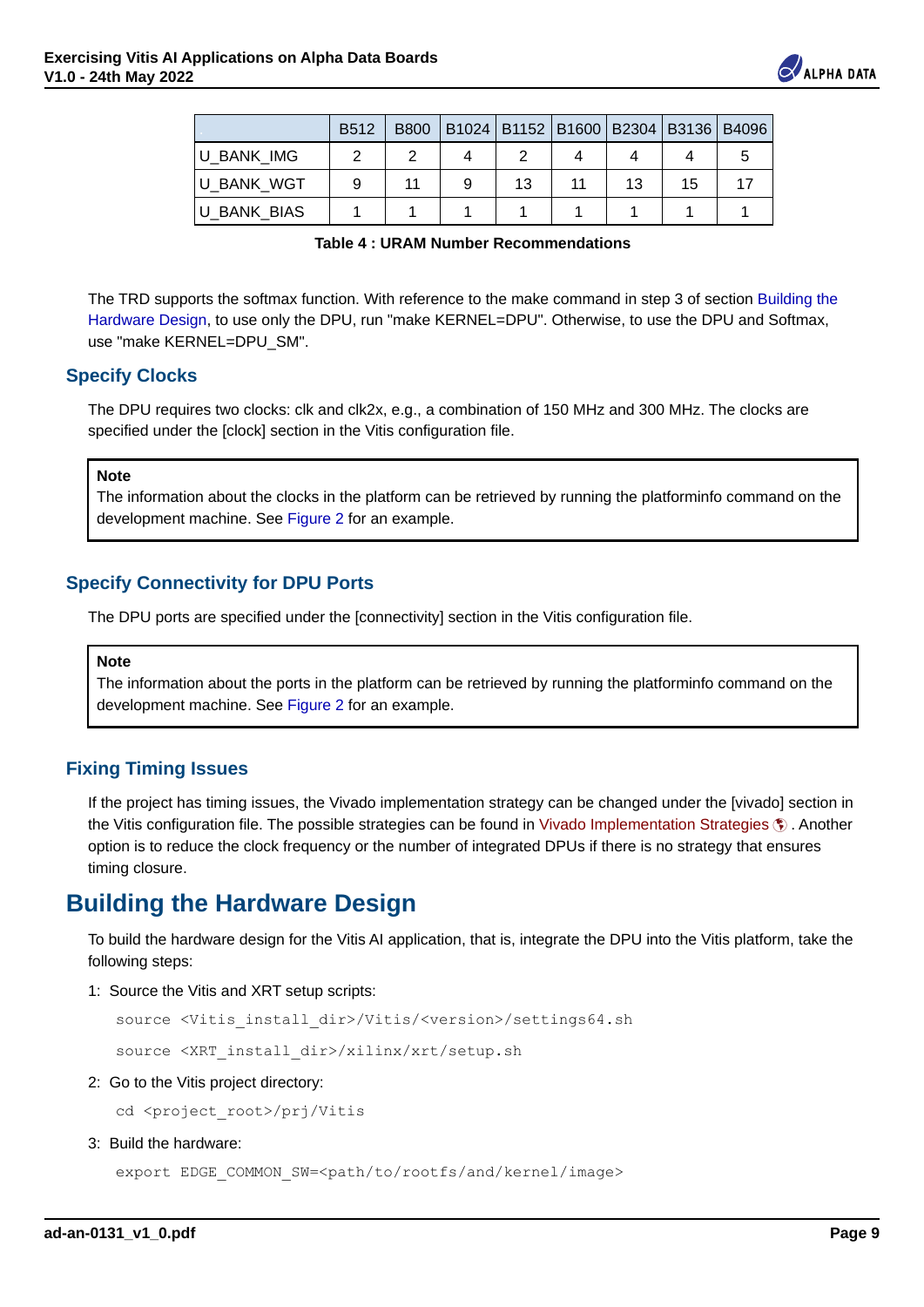| | B512 | B800 | B1024 | B1152 | B1600 | B2304 | B3136 | B4096 |
|---|---|---|---|---|---|---|---|---|
| U_BANK_IMG | 2 | 2 | 4 | 2 | 4 | 4 | 4 | 5 |
| U_BANK_WGT | 9 | 11 | 9 | 13 | 11 | 13 | 15 | 17 |
| U_BANK_BIAS | 1 | 1 | 1 | 1 | 1 | 1 | 1 | 1 |

**Table 4 : URAM Number Recommendations**

The TRD supports the softmax function. With reference to the make command in step 3 of section Building the Hardware Design, to use only the DPU, run "make KERNEL=DPU". Otherwise, to use the DPU and Softmax, use "make KERNEL=DPU_SM".

### Specify Clocks

The DPU requires two clocks: clk and clk2x, e.g., a combination of 150 MHz and 300 MHz. The clocks are specified under the [clock] section in the Vitis configuration file.

> **Note**
> The information about the clocks in the platform can be retrieved by running the platforminfo command on the development machine. See Figure 2 for an example.

### Specify Connectivity for DPU Ports

The DPU ports are specified under the [connectivity] section in the Vitis configuration file.

> **Note**
> The information about the ports in the platform can be retrieved by running the platforminfo command on the development machine. See Figure 2 for an example.

### Fixing Timing Issues

If the project has timing issues, the Vivado implementation strategy can be changed under the [vivado] section in the Vitis configuration file. The possible strategies can be found in Vivado Implementation Strategies. Another option is to reduce the clock frequency or the number of integrated DPUs if there is no strategy that ensures timing closure.

## Building the Hardware Design

To build the hardware design for the Vitis AI application, that is, integrate the DPU into the Vitis platform, take the following steps:

1: Source the Vitis and XRT setup scripts:

```
source <Vitis_install_dir>/Vitis/<version>/settings64.sh
source <XRT_install_dir>/xilinx/xrt/setup.sh
```

2: Go to the Vitis project directory:

```
cd <project_root>/prj/Vitis
```

3: Build the hardware:

```
export EDGE_COMMON_SW=<path/to/rootfs/and/kernel/image>
```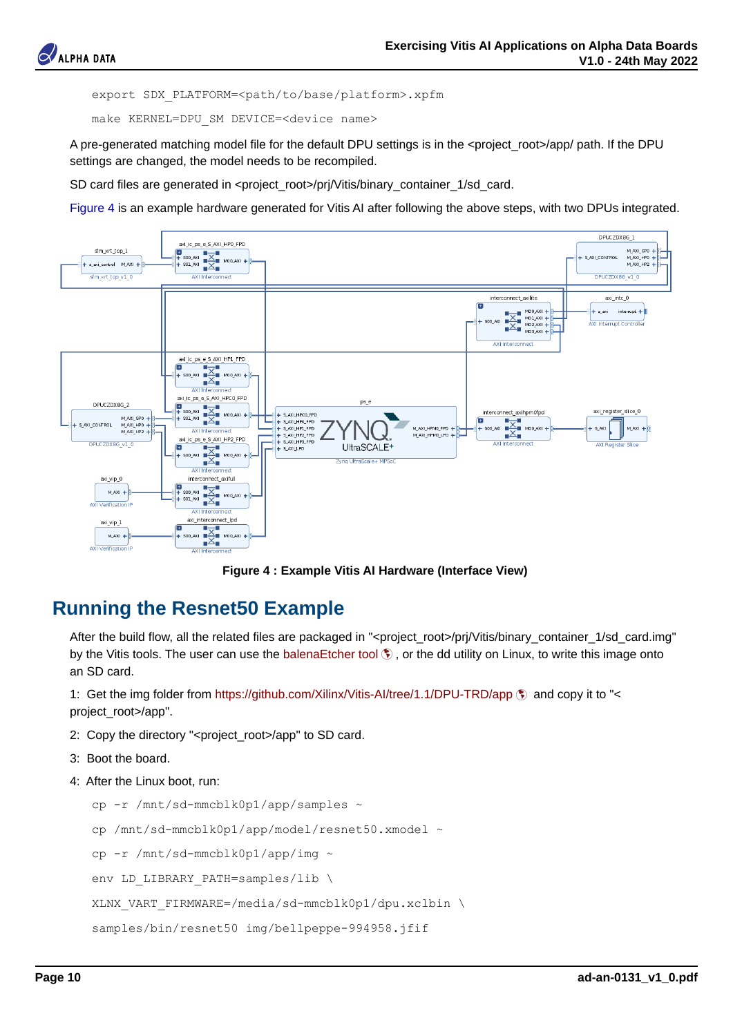```
export SDX_PLATFORM=<path/to/base/platform>.xpfm
make KERNEL=DPU_SM DEVICE=<device name>
```

A pre-generated matching model file for the default DPU settings is in the <project_root>/app/ path. If the DPU settings are changed, the model needs to be recompiled.

SD card files are generated in <project_root>/prj/Vitis/binary_container_1/sd_card.

Figure 4 is an example hardware generated for Vitis AI after following the above steps, with two DPUs integrated.

**Figure 4 : Example Vitis AI Hardware (Interface View)**

## Running the Resnet50 Example

After the build flow, all the related files are packaged in "<project_root>/prj/Vitis/binary_container_1/sd_card.img" by the Vitis tools. The user can use the balenaEtcher tool, or the dd utility on Linux, to write this image onto an SD card.

1: Get the img folder from https://github.com/Xilinx/Vitis-AI/tree/1.1/DPU-TRD/app and copy it to "<project_root>/app".

2: Copy the directory "<project_root>/app" to SD card.

3: Boot the board.

4: After the Linux boot, run:

```
cp -r /mnt/sd-mmcblk0p1/app/samples ~
cp /mnt/sd-mmcblk0p1/app/model/resnet50.xmodel ~
cp -r /mnt/sd-mmcblk0p1/app/img ~
env LD_LIBRARY_PATH=samples/lib \
XLNX_VART_FIRMWARE=/media/sd-mmcblk0p1/dpu.xclbin \
samples/bin/resnet50 img/bellpeppe-994958.jfif
```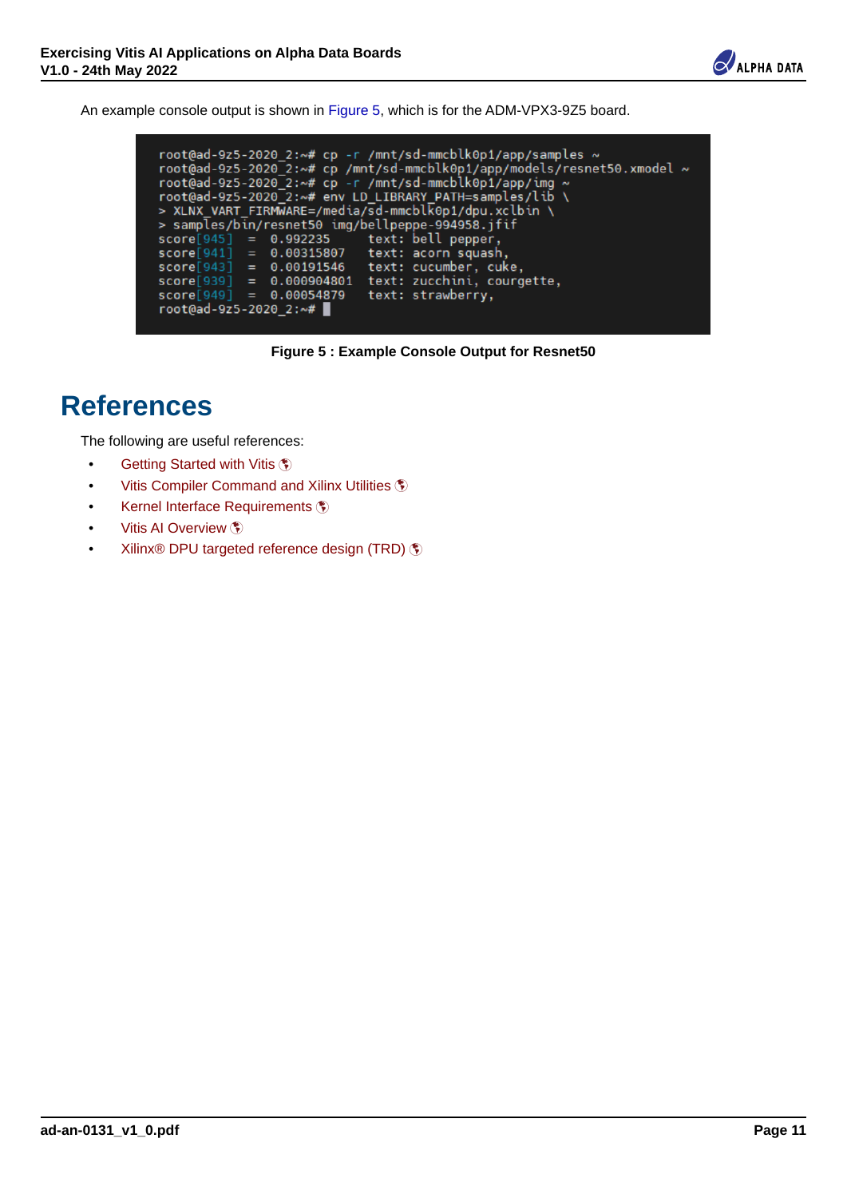An example console output is shown in Figure 5, which is for the ADM-VPX3-9Z5 board.

```
root@ad-9z5-2020_2:~# cp -r /mnt/sd-mmcblk0p1/app/samples ~
root@ad-9z5-2020_2:~# cp /mnt/sd-mmcblk0p1/app/models/resnet50.xmodel ~
root@ad-9z5-2020_2:~# cp -r /mnt/sd-mmcblk0p1/app/img ~
root@ad-9z5-2020_2:~# env LD_LIBRARY_PATH=samples/lib \
> XLNX_VART_FIRMWARE=/media/sd-mmcblk0p1/dpu.xclbin \
> samples/bin/resnet50 img/bellpeppe-994958.jfif
score[945]  =  0.992235     text: bell pepper,
score[941]  =  0.00315807   text: acorn squash,
score[943]  =  0.00191546   text: cucumber, cuke,
score[939]  =  0.000904801  text: zucchini, courgette,
score[949]  =  0.00054879   text: strawberry,
root@ad-9z5-2020_2:~#
```

**Figure 5 : Example Console Output for Resnet50**

# References

The following are useful references:

- Getting Started with Vitis
- Vitis Compiler Command and Xilinx Utilities
- Kernel Interface Requirements
- Vitis AI Overview
- Xilinx® DPU targeted reference design (TRD)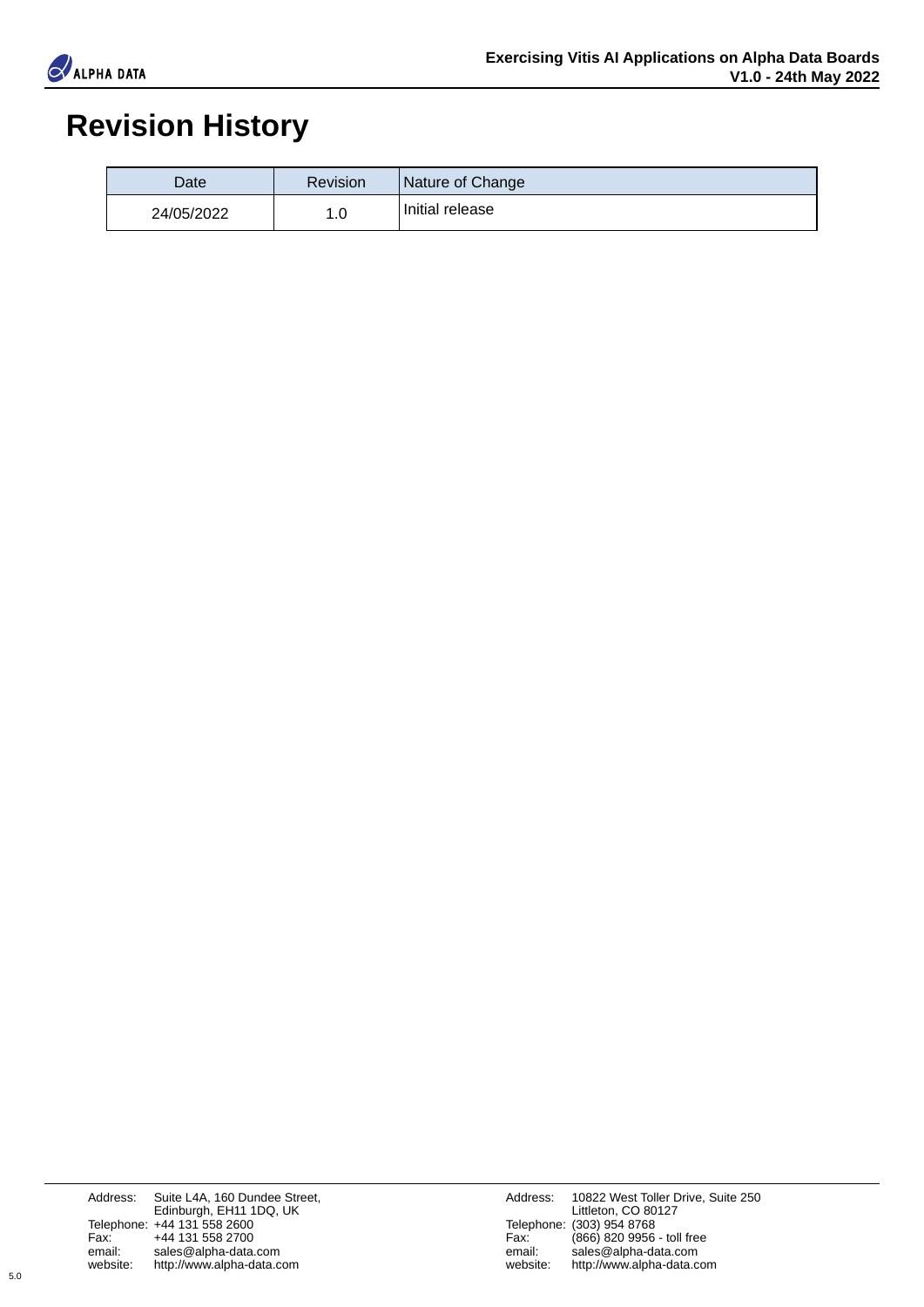# Revision History

| Date | Revision | Nature of Change |
|---|---|---|
| 24/05/2022 | 1.0 | Initial release |

Address: Suite L4A, 160 Dundee Street,
Edinburgh, EH11 1DQ, UK
Telephone: +44 131 558 2600
Fax: +44 131 558 2700
email: sales@alpha-data.com
website: http://www.alpha-data.com

Address: 10822 West Toller Drive, Suite 250
Littleton, CO 80127
Telephone: (303) 954 8768
Fax: (866) 820 9956 - toll free
email: sales@alpha-data.com
website: http://www.alpha-data.com